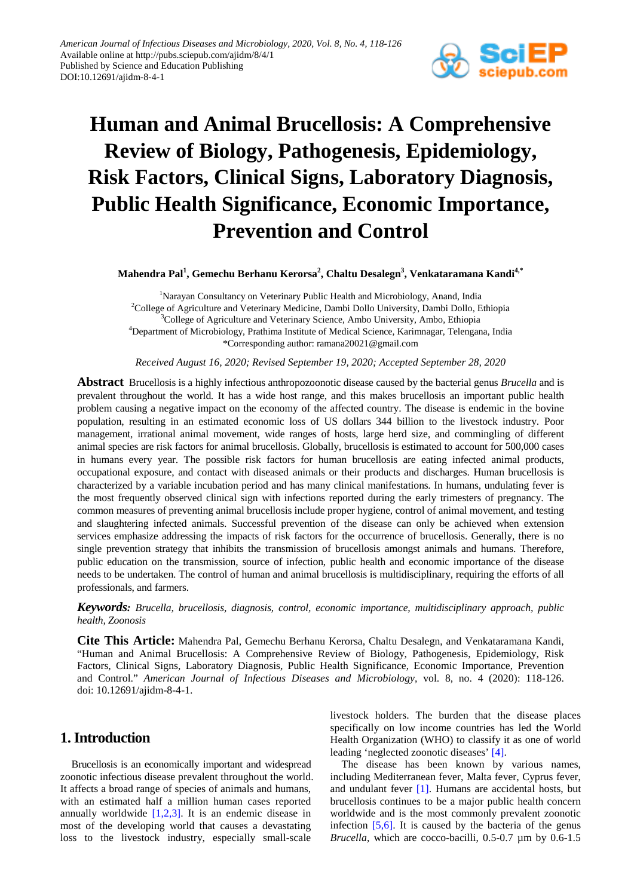American Journal of Infectious Diseases and Microbiology, 2020, Vol. 8, No. 4, 118-126
Available online at http://pubs.sciepub.com/ajidm/8/4/1
Published by Science and Education Publishing
DOI:10.12691/ajidm-8-4-1

# Human and Animal Brucellosis: A Comprehensive Review of Biology, Pathogenesis, Epidemiology, Risk Factors, Clinical Signs, Laboratory Diagnosis, Public Health Significance, Economic Importance, Prevention and Control

**Mahendra Pal[1], Gemechu Berhanu Kerorsa[2], Chaltu Desalegn[3], Venkataramana Kandi[4,*]**

[1]Narayan Consultancy on Veterinary Public Health and Microbiology, Anand, India
[2]College of Agriculture and Veterinary Medicine, Dambi Dollo University, Dambi Dollo, Ethiopia
[3]College of Agriculture and Veterinary Science, Ambo University, Ambo, Ethiopia
[4]Department of Microbiology, Prathima Institute of Medical Science, Karimnagar, Telengana, India
*Corresponding author: ramana20021@gmail.com

*Received August 16, 2020; Revised September 19, 2020; Accepted September 28, 2020*

**Abstract** Brucellosis is a highly infectious anthropozoonotic disease caused by the bacterial genus *Brucella* and is prevalent throughout the world. It has a wide host range, and this makes brucellosis an important public health problem causing a negative impact on the economy of the affected country. The disease is endemic in the bovine population, resulting in an estimated economic loss of US dollars 344 billion to the livestock industry. Poor management, irrational animal movement, wide ranges of hosts, large herd size, and commingling of different animal species are risk factors for animal brucellosis. Globally, brucellosis is estimated to account for 500,000 cases in humans every year. The possible risk factors for human brucellosis are eating infected animal products, occupational exposure, and contact with diseased animals or their products and discharges. Human brucellosis is characterized by a variable incubation period and has many clinical manifestations. In humans, undulating fever is the most frequently observed clinical sign with infections reported during the early trimesters of pregnancy. The common measures of preventing animal brucellosis include proper hygiene, control of animal movement, and testing and slaughtering infected animals. Successful prevention of the disease can only be achieved when extension services emphasize addressing the impacts of risk factors for the occurrence of brucellosis. Generally, there is no single prevention strategy that inhibits the transmission of brucellosis amongst animals and humans. Therefore, public education on the transmission, source of infection, public health and economic importance of the disease needs to be undertaken. The control of human and animal brucellosis is multidisciplinary, requiring the efforts of all professionals, and farmers.

***Keywords:*** *Brucella, brucellosis, diagnosis, control, economic importance, multidisciplinary approach, public health, Zoonosis*

**Cite This Article:** Mahendra Pal, Gemechu Berhanu Kerorsa, Chaltu Desalegn, and Venkataramana Kandi, "Human and Animal Brucellosis: A Comprehensive Review of Biology, Pathogenesis, Epidemiology, Risk Factors, Clinical Signs, Laboratory Diagnosis, Public Health Significance, Economic Importance, Prevention and Control." *American Journal of Infectious Diseases and Microbiology*, vol. 8, no. 4 (2020): 118-126. doi: 10.12691/ajidm-8-4-1.

## 1. Introduction

Brucellosis is an economically important and widespread zoonotic infectious disease prevalent throughout the world. It affects a broad range of species of animals and humans, with an estimated half a million human cases reported annually worldwide [1,2,3]. It is an endemic disease in most of the developing world that causes a devastating loss to the livestock industry, especially small-scale livestock holders. The burden that the disease places specifically on low income countries has led the World Health Organization (WHO) to classify it as one of world leading 'neglected zoonotic diseases' [4].

The disease has been known by various names, including Mediterranean fever, Malta fever, Cyprus fever, and undulant fever [1]. Humans are accidental hosts, but brucellosis continues to be a major public health concern worldwide and is the most commonly prevalent zoonotic infection [5,6]. It is caused by the bacteria of the genus *Brucella*, which are cocco-bacilli, 0.5-0.7 µm by 0.6-1.5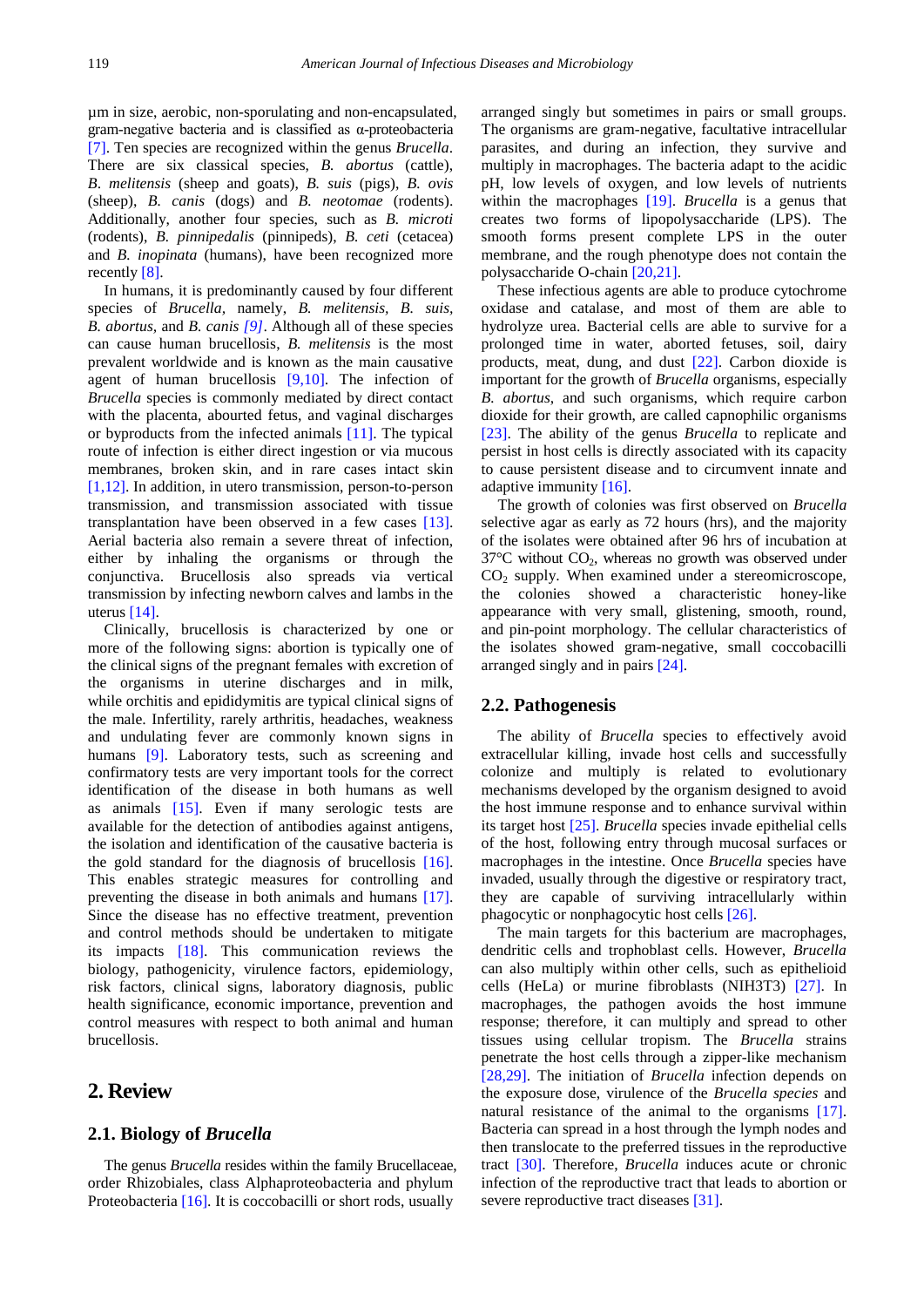µm in size, aerobic, non-sporulating and non-encapsulated, gram-negative bacteria and is classified as α-proteobacteria [7]. Ten species are recognized within the genus *Brucella*. There are six classical species, *B. abortus* (cattle), *B. melitensis* (sheep and goats), *B. suis* (pigs), *B. ovis* (sheep), *B. canis* (dogs) and *B. neotomae* (rodents). Additionally, another four species, such as *B. microti* (rodents), *B. pinnipedalis* (pinnipeds), *B. ceti* (cetacea) and *B. inopinata* (humans), have been recognized more recently [8].

In humans, it is predominantly caused by four different species of *Brucella*, namely, *B. melitensis*, *B. suis*, *B. abortus*, and *B. canis [9]*. Although all of these species can cause human brucellosis, *B. melitensis* is the most prevalent worldwide and is known as the main causative agent of human brucellosis [9,10]. The infection of *Brucella* species is commonly mediated by direct contact with the placenta, abourted fetus, and vaginal discharges or byproducts from the infected animals [11]. The typical route of infection is either direct ingestion or via mucous membranes, broken skin, and in rare cases intact skin [1,12]. In addition, in utero transmission, person-to-person transmission, and transmission associated with tissue transplantation have been observed in a few cases [13]. Aerial bacteria also remain a severe threat of infection, either by inhaling the organisms or through the conjunctiva. Brucellosis also spreads via vertical transmission by infecting newborn calves and lambs in the uterus [14].

Clinically, brucellosis is characterized by one or more of the following signs: abortion is typically one of the clinical signs of the pregnant females with excretion of the organisms in uterine discharges and in milk, while orchitis and epididymitis are typical clinical signs of the male. Infertility, rarely arthritis, headaches, weakness and undulating fever are commonly known signs in humans [9]. Laboratory tests, such as screening and confirmatory tests are very important tools for the correct identification of the disease in both humans as well as animals [15]. Even if many serologic tests are available for the detection of antibodies against antigens, the isolation and identification of the causative bacteria is the gold standard for the diagnosis of brucellosis [16]. This enables strategic measures for controlling and preventing the disease in both animals and humans [17]. Since the disease has no effective treatment, prevention and control methods should be undertaken to mitigate its impacts [18]. This communication reviews the biology, pathogenicity, virulence factors, epidemiology, risk factors, clinical signs, laboratory diagnosis, public health significance, economic importance, prevention and control measures with respect to both animal and human brucellosis.

## 2. Review

### 2.1. Biology of *Brucella*

The genus *Brucella* resides within the family Brucellaceae, order Rhizobiales, class Alphaproteobacteria and phylum Proteobacteria [16]. It is coccobacilli or short rods, usually arranged singly but sometimes in pairs or small groups. The organisms are gram-negative, facultative intracellular parasites, and during an infection, they survive and multiply in macrophages. The bacteria adapt to the acidic pH, low levels of oxygen, and low levels of nutrients within the macrophages [19]. *Brucella* is a genus that creates two forms of lipopolysaccharide (LPS). The smooth forms present complete LPS in the outer membrane, and the rough phenotype does not contain the polysaccharide O-chain [20,21].

These infectious agents are able to produce cytochrome oxidase and catalase, and most of them are able to hydrolyze urea. Bacterial cells are able to survive for a prolonged time in water, aborted fetuses, soil, dairy products, meat, dung, and dust [22]. Carbon dioxide is important for the growth of *Brucella* organisms, especially *B. abortus*, and such organisms, which require carbon dioxide for their growth, are called capnophilic organisms [23]. The ability of the genus *Brucella* to replicate and persist in host cells is directly associated with its capacity to cause persistent disease and to circumvent innate and adaptive immunity [16].

The growth of colonies was first observed on *Brucella* selective agar as early as 72 hours (hrs), and the majority of the isolates were obtained after 96 hrs of incubation at 37°C without $CO_2$, whereas no growth was observed under $CO_2$ supply. When examined under a stereomicroscope, the colonies showed a characteristic honey-like appearance with very small, glistening, smooth, round, and pin-point morphology. The cellular characteristics of the isolates showed gram-negative, small coccobacilli arranged singly and in pairs [24].

### 2.2. Pathogenesis

The ability of *Brucella* species to effectively avoid extracellular killing, invade host cells and successfully colonize and multiply is related to evolutionary mechanisms developed by the organism designed to avoid the host immune response and to enhance survival within its target host [25]. *Brucella* species invade epithelial cells of the host, following entry through mucosal surfaces or macrophages in the intestine. Once *Brucella* species have invaded, usually through the digestive or respiratory tract, they are capable of surviving intracellularly within phagocytic or nonphagocytic host cells [26].

The main targets for this bacterium are macrophages, dendritic cells and trophoblast cells. However, *Brucella* can also multiply within other cells, such as epithelioid cells (HeLa) or murine fibroblasts (NIH3T3) [27]. In macrophages, the pathogen avoids the host immune response; therefore, it can multiply and spread to other tissues using cellular tropism. The *Brucella* strains penetrate the host cells through a zipper-like mechanism [28,29]. The initiation of *Brucella* infection depends on the exposure dose, virulence of the *Brucella species* and natural resistance of the animal to the organisms [17]. Bacteria can spread in a host through the lymph nodes and then translocate to the preferred tissues in the reproductive tract [30]. Therefore, *Brucella* induces acute or chronic infection of the reproductive tract that leads to abortion or severe reproductive tract diseases [31].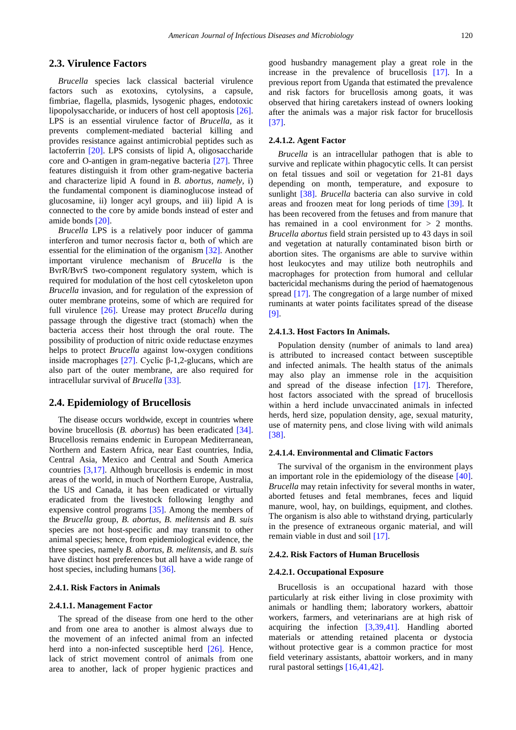## 2.3. Virulence Factors

*Brucella* species lack classical bacterial virulence factors such as exotoxins, cytolysins, a capsule, fimbriae, flagella, plasmids, lysogenic phages, endotoxic lipopolysaccharide, or inducers of host cell apoptosis [26]. LPS is an essential virulence factor of *Brucella*, as it prevents complement-mediated bacterial killing and provides resistance against antimicrobial peptides such as lactoferrin [20]. LPS consists of lipid A, oligosaccharide core and O-antigen in gram-negative bacteria [27]. Three features distinguish it from other gram-negative bacteria and characterize lipid A found in *B. abortus, namely*, i) the fundamental component is diaminoglucose instead of glucosamine, ii) longer acyl groups, and iii) lipid A is connected to the core by amide bonds instead of ester and amide bonds [20].

*Brucella* LPS is a relatively poor inducer of gamma interferon and tumor necrosis factor α, both of which are essential for the elimination of the organism [32]. Another important virulence mechanism of *Brucella* is the BvrR/BvrS two-component regulatory system, which is required for modulation of the host cell cytoskeleton upon *Brucella* invasion, and for regulation of the expression of outer membrane proteins, some of which are required for full virulence [26]. Urease may protect *Brucella* during passage through the digestive tract (stomach) when the bacteria access their host through the oral route. The possibility of production of nitric oxide reductase enzymes helps to protect *Brucella* against low-oxygen conditions inside macrophages [27]. Cyclic β-1,2-glucans, which are also part of the outer membrane, are also required for intracellular survival of *Brucella* [33].

## 2.4. Epidemiology of Brucellosis

The disease occurs worldwide, except in countries where bovine brucellosis (*B. abortus*) has been eradicated [34]. Brucellosis remains endemic in European Mediterranean, Northern and Eastern Africa, near East countries, India, Central Asia, Mexico and Central and South America countries [3,17]. Although brucellosis is endemic in most areas of the world, in much of Northern Europe, Australia, the US and Canada, it has been eradicated or virtually eradicated from the livestock following lengthy and expensive control programs [35]. Among the members of the *Brucella* group, *B. abortus*, *B. melitensis* and *B. suis* species are not host-specific and may transmit to other animal species; hence, from epidemiological evidence, the three species, namely *B. abortus, B. melitensis*, and *B. suis* have distinct host preferences but all have a wide range of host species, including humans [36].

### 2.4.1. Risk Factors in Animals

#### 2.4.1.1. Management Factor

The spread of the disease from one herd to the other and from one area to another is almost always due to the movement of an infected animal from an infected herd into a non-infected susceptible herd [26]. Hence, lack of strict movement control of animals from one area to another, lack of proper hygienic practices and good husbandry management play a great role in the increase in the prevalence of brucellosis [17]. In a previous report from Uganda that estimated the prevalence and risk factors for brucellosis among goats, it was observed that hiring caretakers instead of owners looking after the animals was a major risk factor for brucellosis [37].

#### 2.4.1.2. Agent Factor

*Brucella* is an intracellular pathogen that is able to survive and replicate within phagocytic cells. It can persist on fetal tissues and soil or vegetation for 21-81 days depending on month, temperature, and exposure to sunlight [38]. *Brucella* bacteria can also survive in cold areas and froozen meat for long periods of time [39]. It has been recovered from the fetuses and from manure that has remained in a cool environment for > 2 months. *Brucella abortus* field strain persisted up to 43 days in soil and vegetation at naturally contaminated bison birth or abortion sites. The organisms are able to survive within host leukocytes and may utilize both neutrophils and macrophages for protection from humoral and cellular bactericidal mechanisms during the period of haematogenous spread [17]. The congregation of a large number of mixed ruminants at water points facilitates spread of the disease [9].

#### 2.4.1.3. Host Factors In Animals.

Population density (number of animals to land area) is attributed to increased contact between susceptible and infected animals. The health status of the animals may also play an immense role in the acquisition and spread of the disease infection [17]. Therefore, host factors associated with the spread of brucellosis within a herd include unvaccinated animals in infected herds, herd size, population density, age, sexual maturity, use of maternity pens, and close living with wild animals [38].

#### 2.4.1.4. Environmental and Climatic Factors

The survival of the organism in the environment plays an important role in the epidemiology of the disease [40]. *Brucella* may retain infectivity for several months in water, aborted fetuses and fetal membranes, feces and liquid manure, wool, hay, on buildings, equipment, and clothes. The organism is also able to withstand drying, particularly in the presence of extraneous organic material, and will remain viable in dust and soil [17].

### 2.4.2. Risk Factors of Human Brucellosis

#### 2.4.2.1. Occupational Exposure

Brucellosis is an occupational hazard with those particularly at risk either living in close proximity with animals or handling them; laboratory workers, abattoir workers, farmers, and veterinarians are at high risk of acquiring the infection [3,39,41]. Handling aborted materials or attending retained placenta or dystocia without protective gear is a common practice for most field veterinary assistants, abattoir workers, and in many rural pastoral settings [16,41,42].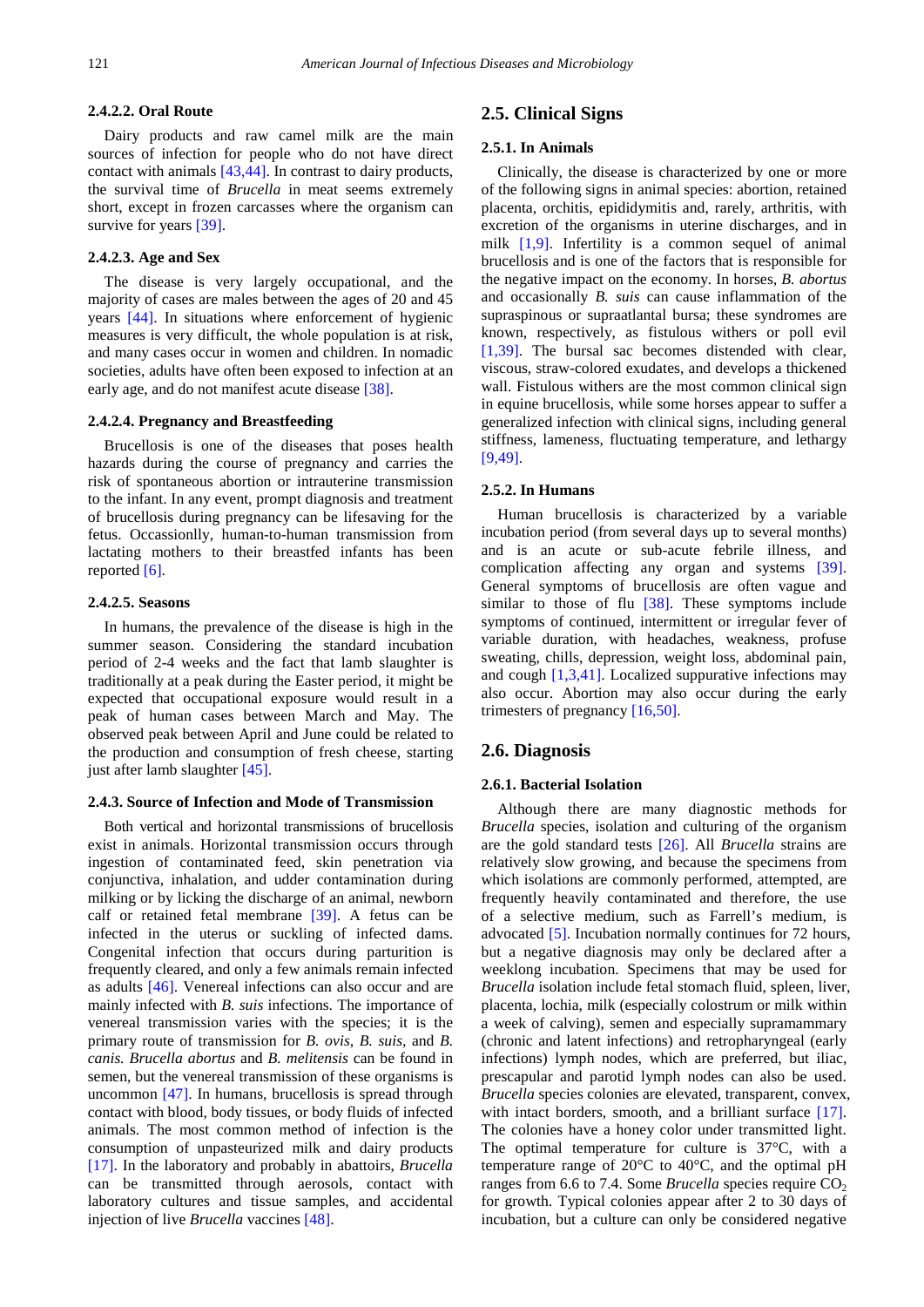#### 2.4.2.2. Oral Route

Dairy products and raw camel milk are the main sources of infection for people who do not have direct contact with animals [43,44]. In contrast to dairy products, the survival time of *Brucella* in meat seems extremely short, except in frozen carcasses where the organism can survive for years [39].

#### 2.4.2.3. Age and Sex

The disease is very largely occupational, and the majority of cases are males between the ages of 20 and 45 years [44]. In situations where enforcement of hygienic measures is very difficult, the whole population is at risk, and many cases occur in women and children. In nomadic societies, adults have often been exposed to infection at an early age, and do not manifest acute disease [38].

#### 2.4.2.4. Pregnancy and Breastfeeding

Brucellosis is one of the diseases that poses health hazards during the course of pregnancy and carries the risk of spontaneous abortion or intrauterine transmission to the infant. In any event, prompt diagnosis and treatment of brucellosis during pregnancy can be lifesaving for the fetus. Occassionlly, human-to-human transmission from lactating mothers to their breastfed infants has been reported [6].

#### 2.4.2.5. Seasons

In humans, the prevalence of the disease is high in the summer season. Considering the standard incubation period of 2-4 weeks and the fact that lamb slaughter is traditionally at a peak during the Easter period, it might be expected that occupational exposure would result in a peak of human cases between March and May. The observed peak between April and June could be related to the production and consumption of fresh cheese, starting just after lamb slaughter [45].

### 2.4.3. Source of Infection and Mode of Transmission

Both vertical and horizontal transmissions of brucellosis exist in animals. Horizontal transmission occurs through ingestion of contaminated feed, skin penetration via conjunctiva, inhalation, and udder contamination during milking or by licking the discharge of an animal, newborn calf or retained fetal membrane [39]. A fetus can be infected in the uterus or suckling of infected dams. Congenital infection that occurs during parturition is frequently cleared, and only a few animals remain infected as adults [46]. Venereal infections can also occur and are mainly infected with *B. suis* infections. The importance of venereal transmission varies with the species; it is the primary route of transmission for *B. ovis*, *B. suis*, and *B. canis*. *Brucella abortus* and *B. melitensis* can be found in semen, but the venereal transmission of these organisms is uncommon [47]. In humans, brucellosis is spread through contact with blood, body tissues, or body fluids of infected animals. The most common method of infection is the consumption of unpasteurized milk and dairy products [17]. In the laboratory and probably in abattoirs, *Brucella* can be transmitted through aerosols, contact with laboratory cultures and tissue samples, and accidental injection of live *Brucella* vaccines [48].

## 2.5. Clinical Signs

### 2.5.1. In Animals

Clinically, the disease is characterized by one or more of the following signs in animal species: abortion, retained placenta, orchitis, epididymitis and, rarely, arthritis, with excretion of the organisms in uterine discharges, and in milk [1,9]. Infertility is a common sequel of animal brucellosis and is one of the factors that is responsible for the negative impact on the economy. In horses, *B. abortus* and occasionally *B. suis* can cause inflammation of the supraspinous or supraatlantal bursa; these syndromes are known, respectively, as fistulous withers or poll evil [1,39]. The bursal sac becomes distended with clear, viscous, straw-colored exudates, and develops a thickened wall. Fistulous withers are the most common clinical sign in equine brucellosis, while some horses appear to suffer a generalized infection with clinical signs, including general stiffness, lameness, fluctuating temperature, and lethargy [9,49].

### 2.5.2. In Humans

Human brucellosis is characterized by a variable incubation period (from several days up to several months) and is an acute or sub-acute febrile illness, and complication affecting any organ and systems [39]. General symptoms of brucellosis are often vague and similar to those of flu [38]. These symptoms include symptoms of continued, intermittent or irregular fever of variable duration, with headaches, weakness, profuse sweating, chills, depression, weight loss, abdominal pain, and cough [1,3,41]. Localized suppurative infections may also occur. Abortion may also occur during the early trimesters of pregnancy [16,50].

## 2.6. Diagnosis

### 2.6.1. Bacterial Isolation

Although there are many diagnostic methods for *Brucella* species, isolation and culturing of the organism are the gold standard tests [26]. All *Brucella* strains are relatively slow growing, and because the specimens from which isolations are commonly performed, attempted, are frequently heavily contaminated and therefore, the use of a selective medium, such as Farrell's medium, is advocated [5]. Incubation normally continues for 72 hours, but a negative diagnosis may only be declared after a weeklong incubation. Specimens that may be used for *Brucella* isolation include fetal stomach fluid, spleen, liver, placenta, lochia, milk (especially colostrum or milk within a week of calving), semen and especially supramammary (chronic and latent infections) and retropharyngeal (early infections) lymph nodes, which are preferred, but iliac, prescapular and parotid lymph nodes can also be used. *Brucella* species colonies are elevated, transparent, convex, with intact borders, smooth, and a brilliant surface [17]. The colonies have a honey color under transmitted light. The optimal temperature for culture is 37°C, with a temperature range of 20°C to 40°C, and the optimal pH ranges from 6.6 to 7.4. Some *Brucella* species require $CO_2$ for growth. Typical colonies appear after 2 to 30 days of incubation, but a culture can only be considered negative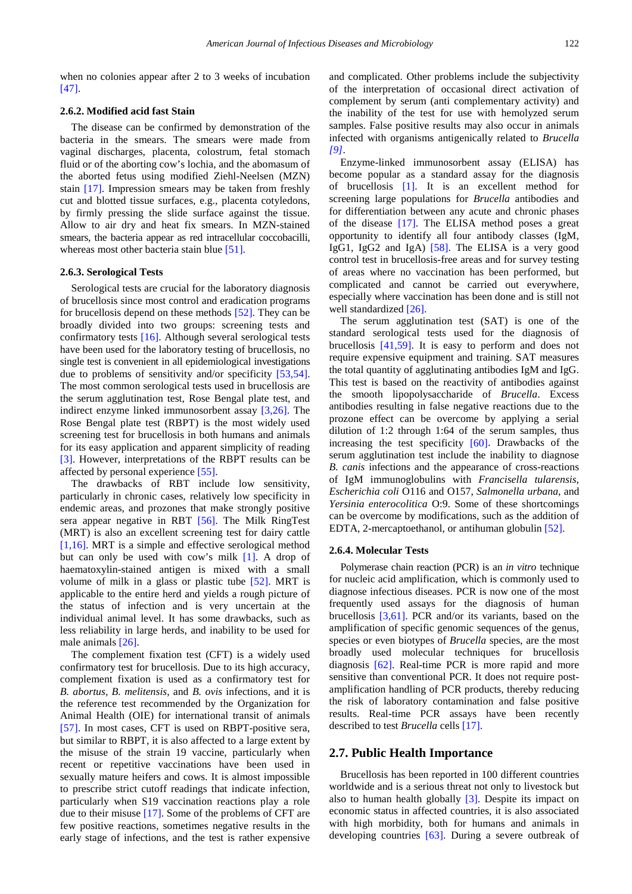when no colonies appear after 2 to 3 weeks of incubation [47].

#### 2.6.2. Modified acid fast Stain

The disease can be confirmed by demonstration of the bacteria in the smears. The smears were made from vaginal discharges, placenta, colostrum, fetal stomach fluid or of the aborting cow's lochia, and the abomasum of the aborted fetus using modified Ziehl-Neelsen (MZN) stain [17]. Impression smears may be taken from freshly cut and blotted tissue surfaces, e.g., placenta cotyledons, by firmly pressing the slide surface against the tissue. Allow to air dry and heat fix smears. In MZN-stained smears, the bacteria appear as red intracellular coccobacilli, whereas most other bacteria stain blue [51].

#### 2.6.3. Serological Tests

Serological tests are crucial for the laboratory diagnosis of brucellosis since most control and eradication programs for brucellosis depend on these methods [52]. They can be broadly divided into two groups: screening tests and confirmatory tests [16]. Although several serological tests have been used for the laboratory testing of brucellosis, no single test is convenient in all epidemiological investigations due to problems of sensitivity and/or specificity [53,54]. The most common serological tests used in brucellosis are the serum agglutination test, Rose Bengal plate test, and indirect enzyme linked immunosorbent assay [3,26]. The Rose Bengal plate test (RBPT) is the most widely used screening test for brucellosis in both humans and animals for its easy application and apparent simplicity of reading [3]. However, interpretations of the RBPT results can be affected by personal experience [55].

The drawbacks of RBT include low sensitivity, particularly in chronic cases, relatively low specificity in endemic areas, and prozones that make strongly positive sera appear negative in RBT [56]. The Milk RingTest (MRT) is also an excellent screening test for dairy cattle [1,16]. MRT is a simple and effective serological method but can only be used with cow's milk [1]. A drop of haematoxylin-stained antigen is mixed with a small volume of milk in a glass or plastic tube [52]. MRT is applicable to the entire herd and yields a rough picture of the status of infection and is very uncertain at the individual animal level. It has some drawbacks, such as less reliability in large herds, and inability to be used for male animals [26].

The complement fixation test (CFT) is a widely used confirmatory test for brucellosis. Due to its high accuracy, complement fixation is used as a confirmatory test for *B. abortus*, *B. melitensis*, and *B. ovis* infections, and it is the reference test recommended by the Organization for Animal Health (OIE) for international transit of animals [57]. In most cases, CFT is used on RBPT-positive sera, but similar to RBPT, it is also affected to a large extent by the misuse of the strain 19 vaccine, particularly when recent or repetitive vaccinations have been used in sexually mature heifers and cows. It is almost impossible to prescribe strict cutoff readings that indicate infection, particularly when S19 vaccination reactions play a role due to their misuse [17]. Some of the problems of CFT are few positive reactions, sometimes negative results in the early stage of infections, and the test is rather expensive and complicated. Other problems include the subjectivity of the interpretation of occasional direct activation of complement by serum (anti complementary activity) and the inability of the test for use with hemolyzed serum samples. False positive results may also occur in animals infected with organisms antigenically related to *Brucella* [9].

Enzyme-linked immunosorbent assay (ELISA) has become popular as a standard assay for the diagnosis of brucellosis [1]. It is an excellent method for screening large populations for *Brucella* antibodies and for differentiation between any acute and chronic phases of the disease [17]. The ELISA method poses a great opportunity to identify all four antibody classes (IgM, IgG1, IgG2 and IgA) [58]. The ELISA is a very good control test in brucellosis-free areas and for survey testing of areas where no vaccination has been performed, but complicated and cannot be carried out everywhere, especially where vaccination has been done and is still not well standardized [26].

The serum agglutination test (SAT) is one of the standard serological tests used for the diagnosis of brucellosis [41,59]. It is easy to perform and does not require expensive equipment and training. SAT measures the total quantity of agglutinating antibodies IgM and IgG. This test is based on the reactivity of antibodies against the smooth lipopolysaccharide of *Brucella*. Excess antibodies resulting in false negative reactions due to the prozone effect can be overcome by applying a serial dilution of 1:2 through 1:64 of the serum samples, thus increasing the test specificity [60]. Drawbacks of the serum agglutination test include the inability to diagnose *B. canis* infections and the appearance of cross-reactions of IgM immunoglobulins with *Francisella tularensis*, *Escherichia coli* O116 and O157, *Salmonella urbana*, and *Yersinia enterocolitica* O:9. Some of these shortcomings can be overcome by modifications, such as the addition of EDTA, 2-mercaptoethanol, or antihuman globulin [52].

#### 2.6.4. Molecular Tests

Polymerase chain reaction (PCR) is an *in vitro* technique for nucleic acid amplification, which is commonly used to diagnose infectious diseases. PCR is now one of the most frequently used assays for the diagnosis of human brucellosis [3,61]. PCR and/or its variants, based on the amplification of specific genomic sequences of the genus, species or even biotypes of *Brucella* species, are the most broadly used molecular techniques for brucellosis diagnosis [62]. Real-time PCR is more rapid and more sensitive than conventional PCR. It does not require post-amplification handling of PCR products, thereby reducing the risk of laboratory contamination and false positive results. Real-time PCR assays have been recently described to test *Brucella* cells [17].

## 2.7. Public Health Importance

Brucellosis has been reported in 100 different countries worldwide and is a serious threat not only to livestock but also to human health globally [3]. Despite its impact on economic status in affected countries, it is also associated with high morbidity, both for humans and animals in developing countries [63]. During a severe outbreak of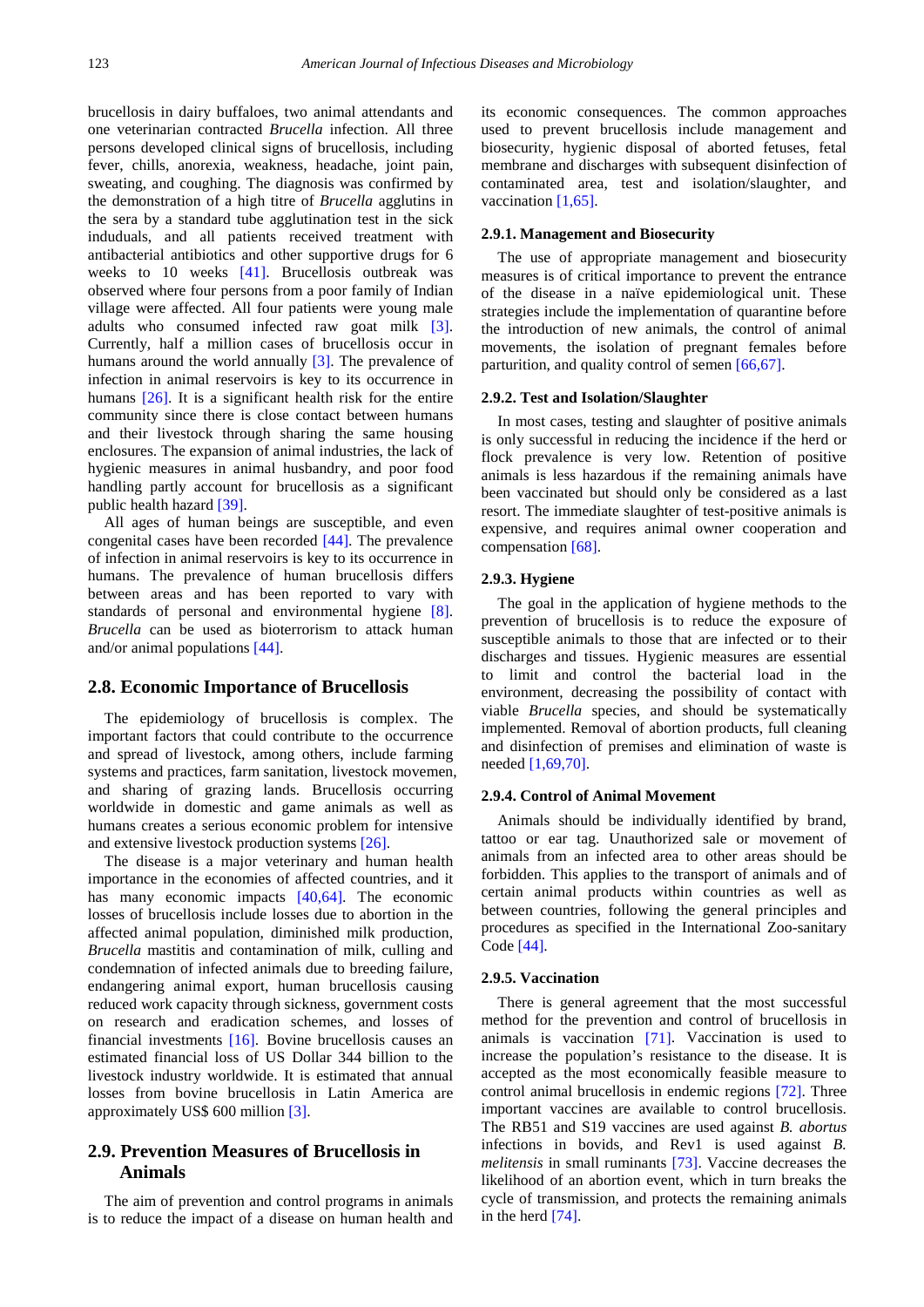brucellosis in dairy buffaloes, two animal attendants and one veterinarian contracted *Brucella* infection. All three persons developed clinical signs of brucellosis, including fever, chills, anorexia, weakness, headache, joint pain, sweating, and coughing. The diagnosis was confirmed by the demonstration of a high titre of *Brucella* agglutins in the sera by a standard tube agglutination test in the sick indudual s, and all patients received treatment with antibacterial antibiotics and other supportive drugs for 6 weeks to 10 weeks [41]. Brucellosis outbreak was observed where four persons from a poor family of Indian village were affected. All four patients were young male adults who consumed infected raw goat milk [3]. Currently, half a million cases of brucellosis occur in humans around the world annually [3]. The prevalence of infection in animal reservoirs is key to its occurrence in humans [26]. It is a significant health risk for the entire community since there is close contact between humans and their livestock through sharing the same housing enclosures. The expansion of animal industries, the lack of hygienic measures in animal husbandry, and poor food handling partly account for brucellosis as a significant public health hazard [39].

All ages of human beings are susceptible, and even congenital cases have been recorded [44]. The prevalence of infection in animal reservoirs is key to its occurrence in humans. The prevalence of human brucellosis differs between areas and has been reported to vary with standards of personal and environmental hygiene [8]. *Brucella* can be used as bioterrorism to attack human and/or animal populations [44].

## 2.8. Economic Importance of Brucellosis

The epidemiology of brucellosis is complex. The important factors that could contribute to the occurrence and spread of livestock, among others, include farming systems and practices, farm sanitation, livestock movemen, and sharing of grazing lands. Brucellosis occurring worldwide in domestic and game animals as well as humans creates a serious economic problem for intensive and extensive livestock production systems [26].

The disease is a major veterinary and human health importance in the economies of affected countries, and it has many economic impacts [40,64]. The economic losses of brucellosis include losses due to abortion in the affected animal population, diminished milk production, *Brucella* mastitis and contamination of milk, culling and condemnation of infected animals due to breeding failure, endangering animal export, human brucellosis causing reduced work capacity through sickness, government costs on research and eradication schemes, and losses of financial investments [16]. Bovine brucellosis causes an estimated financial loss of US Dollar 344 billion to the livestock industry worldwide. It is estimated that annual losses from bovine brucellosis in Latin America are approximately US$ 600 million [3].

## 2.9. Prevention Measures of Brucellosis in Animals

The aim of prevention and control programs in animals is to reduce the impact of a disease on human health and its economic consequences. The common approaches used to prevent brucellosis include management and biosecurity, hygienic disposal of aborted fetuses, fetal membrane and discharges with subsequent disinfection of contaminated area, test and isolation/slaughter, and vaccination [1,65].

### 2.9.1. Management and Biosecurity

The use of appropriate management and biosecurity measures is of critical importance to prevent the entrance of the disease in a naïve epidemiological unit. These strategies include the implementation of quarantine before the introduction of new animals, the control of animal movements, the isolation of pregnant females before parturition, and quality control of semen [66,67].

### 2.9.2. Test and Isolation/Slaughter

In most cases, testing and slaughter of positive animals is only successful in reducing the incidence if the herd or flock prevalence is very low. Retention of positive animals is less hazardous if the remaining animals have been vaccinated but should only be considered as a last resort. The immediate slaughter of test-positive animals is expensive, and requires animal owner cooperation and compensation [68].

### 2.9.3. Hygiene

The goal in the application of hygiene methods to the prevention of brucellosis is to reduce the exposure of susceptible animals to those that are infected or to their discharges and tissues. Hygienic measures are essential to limit and control the bacterial load in the environment, decreasing the possibility of contact with viable *Brucella* species, and should be systematically implemented. Removal of abortion products, full cleaning and disinfection of premises and elimination of waste is needed [1,69,70].

### 2.9.4. Control of Animal Movement

Animals should be individually identified by brand, tattoo or ear tag. Unauthorized sale or movement of animals from an infected area to other areas should be forbidden. This applies to the transport of animals and of certain animal products within countries as well as between countries, following the general principles and procedures as specified in the International Zoo-sanitary Code [44].

### 2.9.5. Vaccination

There is general agreement that the most successful method for the prevention and control of brucellosis in animals is vaccination [71]. Vaccination is used to increase the population's resistance to the disease. It is accepted as the most economically feasible measure to control animal brucellosis in endemic regions [72]. Three important vaccines are available to control brucellosis. The RB51 and S19 vaccines are used against *B. abortus* infections in bovids, and Rev1 is used against *B. melitensis* in small ruminants [73]. Vaccine decreases the likelihood of an abortion event, which in turn breaks the cycle of transmission, and protects the remaining animals in the herd [74].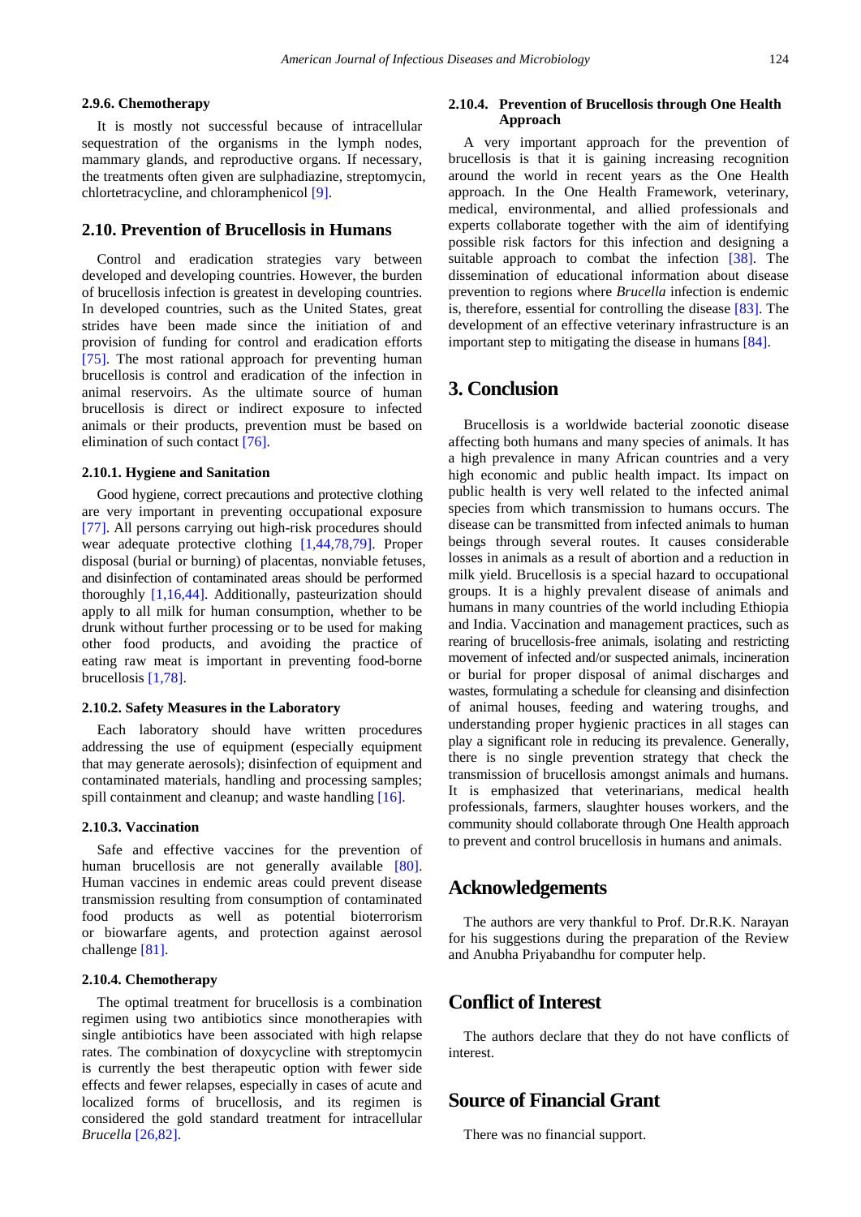#### 2.9.6. Chemotherapy

It is mostly not successful because of intracellular sequestration of the organisms in the lymph nodes, mammary glands, and reproductive organs. If necessary, the treatments often given are sulphadiazine, streptomycin, chlortetracycline, and chloramphenicol [9].

## 2.10. Prevention of Brucellosis in Humans

Control and eradication strategies vary between developed and developing countries. However, the burden of brucellosis infection is greatest in developing countries. In developed countries, such as the United States, great strides have been made since the initiation of and provision of funding for control and eradication efforts [75]. The most rational approach for preventing human brucellosis is control and eradication of the infection in animal reservoirs. As the ultimate source of human brucellosis is direct or indirect exposure to infected animals or their products, prevention must be based on elimination of such contact [76].

#### 2.10.1. Hygiene and Sanitation

Good hygiene, correct precautions and protective clothing are very important in preventing occupational exposure [77]. All persons carrying out high-risk procedures should wear adequate protective clothing [1,44,78,79]. Proper disposal (burial or burning) of placentas, nonviable fetuses, and disinfection of contaminated areas should be performed thoroughly [1,16,44]. Additionally, pasteurization should apply to all milk for human consumption, whether to be drunk without further processing or to be used for making other food products, and avoiding the practice of eating raw meat is important in preventing food-borne brucellosis [1,78].

#### 2.10.2. Safety Measures in the Laboratory

Each laboratory should have written procedures addressing the use of equipment (especially equipment that may generate aerosols); disinfection of equipment and contaminated materials, handling and processing samples; spill containment and cleanup; and waste handling [16].

#### 2.10.3. Vaccination

Safe and effective vaccines for the prevention of human brucellosis are not generally available [80]. Human vaccines in endemic areas could prevent disease transmission resulting from consumption of contaminated food products as well as potential bioterrorism or biowarfare agents, and protection against aerosol challenge [81].

#### 2.10.4. Chemotherapy

The optimal treatment for brucellosis is a combination regimen using two antibiotics since monotherapies with single antibiotics have been associated with high relapse rates. The combination of doxycycline with streptomycin is currently the best therapeutic option with fewer side effects and fewer relapses, especially in cases of acute and localized forms of brucellosis, and its regimen is considered the gold standard treatment for intracellular *Brucella* [26,82].

#### 2.10.4. Prevention of Brucellosis through One Health Approach

A very important approach for the prevention of brucellosis is that it is gaining increasing recognition around the world in recent years as the One Health approach. In the One Health Framework, veterinary, medical, environmental, and allied professionals and experts collaborate together with the aim of identifying possible risk factors for this infection and designing a suitable approach to combat the infection [38]. The dissemination of educational information about disease prevention to regions where *Brucella* infection is endemic is, therefore, essential for controlling the disease [83]. The development of an effective veterinary infrastructure is an important step to mitigating the disease in humans [84].

# 3. Conclusion

Brucellosis is a worldwide bacterial zoonotic disease affecting both humans and many species of animals. It has a high prevalence in many African countries and a very high economic and public health impact. Its impact on public health is very well related to the infected animal species from which transmission to humans occurs. The disease can be transmitted from infected animals to human beings through several routes. It causes considerable losses in animals as a result of abortion and a reduction in milk yield. Brucellosis is a special hazard to occupational groups. It is a highly prevalent disease of animals and humans in many countries of the world including Ethiopia and India. Vaccination and management practices, such as rearing of brucellosis-free animals, isolating and restricting movement of infected and/or suspected animals, incineration or burial for proper disposal of animal discharges and wastes, formulating a schedule for cleansing and disinfection of animal houses, feeding and watering troughs, and understanding proper hygienic practices in all stages can play a significant role in reducing its prevalence. Generally, there is no single prevention strategy that check the transmission of brucellosis amongst animals and humans. It is emphasized that veterinarians, medical health professionals, farmers, slaughter houses workers, and the community should collaborate through One Health approach to prevent and control brucellosis in humans and animals.

# Acknowledgements

The authors are very thankful to Prof. Dr.R.K. Narayan for his suggestions during the preparation of the Review and Anubha Priyabandhu for computer help.

# Conflict of Interest

The authors declare that they do not have conflicts of interest.

# Source of Financial Grant

There was no financial support.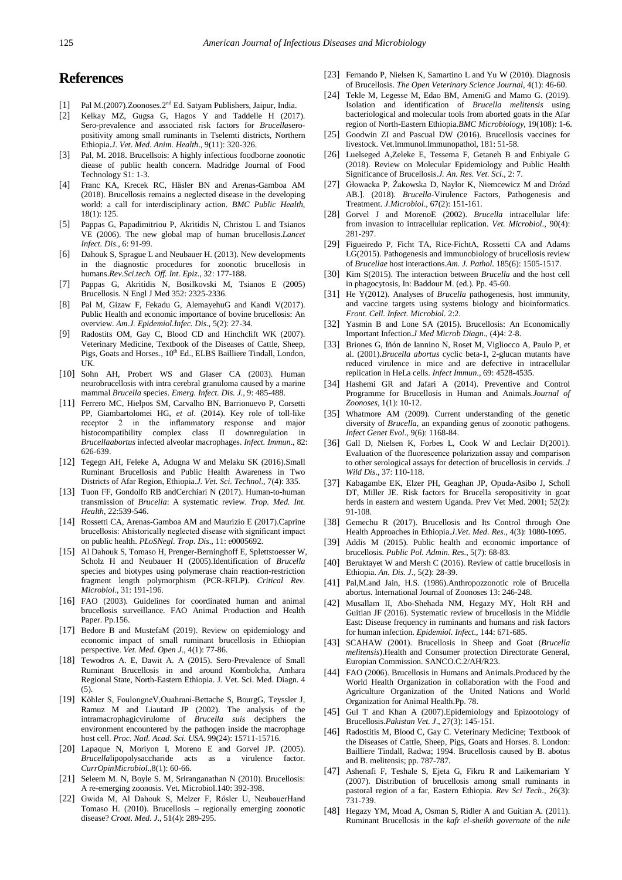# References

[1] Pal M.(2007).Zoonoses.2nd Ed. Satyam Publishers, Jaipur, India.

[2] Kelkay MZ, Gugsa G, Hagos Y and Taddelle H (2017). Sero-prevalence and associated risk factors for *Brucella*seropositivity among small ruminants in Tselemti districts, Northern Ethiopia.*J. Vet. Med. Anim. Health*., 9(11): 320-326.

[3] Pal, M. 2018. Brucellsois: A highly infectious foodborne zoonotic diease of public health concern. Madridge Journal of Food Technology S1: 1-3.

[4] Franc KA, Krecek RC, Häsler BN and Arenas-Gamboa AM (2018). Brucellosis remains a neglected disease in the developing world: a call for interdisciplinary action. *BMC Public Health*, 18(1): 125.

[5] Pappas G, Papadimitriou P, Akritidis N, Christou L and Tsianos VE (2006). The new global map of human brucellosis.*Lancet Infect. Dis*., 6: 91-99.

[6] Dahouk S, Sprague L and Neubauer H. (2013). New developments in the diagnostic procedures for zoonotic brucellosis in humans.*Rev.Sci.tech. Off. Int. Epiz*., 32: 177-188.

[7] Pappas G, Akritidis N, Bosilkovski M, Tsianos E (2005) Brucellosis. N Engl J Med 352: 2325-2336.

[8] Pal M, Gizaw F, Fekadu G, AlemayehuG and Kandi V(2017). Public Health and economic importance of bovine brucellosis: An overview. *Am.J. Epidemiol.Infec. Dis*., 5(2): 27-34.

[9] Radostits OM, Gay C, Blood CD and Hinchclift WK (2007). Veterinary Medicine, Textbook of the Diseases of Cattle, Sheep, Pigs, Goats and Horses., 10th Ed., ELBS Bailliere Tindall, London, UK.

[10] Sohn AH, Probert WS and Glaser CA (2003). Human neurobrucellosis with intra cerebral granuloma caused by a marine mammal *Brucella* species. *Emerg. Infect. Dis. J*., 9: 485-488.

[11] Ferrero MC, Hielpos SM, Carvalho BN, Barrionuevo P, Corsetti PP, Giambartolomei HG, *et al*. (2014). Key role of toll-like receptor 2 in the inflammatory response and major histocompatibility complex class II downregulation in *Brucellaabortus* infected alveolar macrophages. *Infect. Immun*., 82: 626-639.

[12] Tegegn AH, Feleke A, Adugna W and Melaku SK (2016).Small Ruminant Brucellosis and Public Health Awareness in Two Districts of Afar Region, Ethiopia.*J. Vet. Sci. Technol*., 7(4): 335.

[13] Tuon FF, Gondolfo RB andCerchiari N (2017). Human-to-human transmission of *Brucella*: A systematic review. *Trop. Med. Int. Health*, 22:539-546.

[14] Rossetti CA, Arenas-Gamboa AM and Maurizio E (2017).Caprine brucellosis: Ahistorically neglected disease with significant impact on public health. *PLoSNegl. Trop. Dis*., 11: e0005692.

[15] Al Dahouk S, Tomaso H, Prenger-Berninghoff E, Splettstoesser W, Scholz H and Neubauer H (2005).Identification of *Brucella* species and biotypes using polymerase chain reaction-restriction fragment length polymorphism (PCR-RFLP). *Critical Rev. Microbiol*., 31: 191-196.

[16] FAO (2003). Guidelines for coordinated human and animal brucellosis surveillance. FAO Animal Production and Health Paper. Pp.156.

[17] Bedore B and MustefaM (2019). Review on epidemiology and economic impact of small ruminant brucellosis in Ethiopian perspective. *Vet. Med. Open J*., 4(1): 77-86.

[18] Tewodros A. E, Dawit A. A (2015). Sero-Prevalence of Small Ruminant Brucellosis in and around Kombolcha, Amhara Regional State, North-Eastern Ethiopia. J. Vet. Sci. Med. Diagn. 4 (5).

[19] Köhler S, FoulongneV,Ouahrani-Bettache S, BourgG, Teyssler J, Ramuz M and Liautard JP (2002). The analysis of the intramacrophagicvirulome of *Brucella suis* deciphers the environment encountered by the pathogen inside the macrophage host cell. *Proc. Natl. Acad. Sci. USA*. 99(24): 15711-15716.

[20] Lapaque N, Moriyon I, Moreno E and Gorvel JP. (2005). *Brucella*lipopolysaccharide acts as a virulence factor. *CurrOpinMicrobiol.*,8(1): 60-66.

[21] Seleem M. N, Boyle S. M, Sriranganathan N (2010). Brucellosis: A re-emerging zoonosis. Vet. Microbiol.140: 392-398.

[22] Gwida M, Al Dahouk S, Melzer F, Rősler U, NeubauerHand Tomaso H. (2010). Brucellosis – regionally emerging zoonotic disease? *Croat. Med. J*., 51(4): 289-295.

[23] Fernando P, Nielsen K, Samartino L and Yu W (2010). Diagnosis of Brucellosis. *The Open Veterinary Science Journal*, 4(1): 46-60.

[24] Tekle M, Legesse M, Edao BM, AmeniG and Mamo G. (2019). Isolation and identification of *Brucella melitensis* using bacteriological and molecular tools from aborted goats in the Afar region of North-Eastern Ethiopia.*BMC Microbiology*, 19(108): 1-6.

[25] Goodwin ZI and Pascual DW (2016). Brucellosis vaccines for livestock. Vet.Immunol.Immunopathol, 181: 51-58.

[26] Luelseged A,Zeleke E, Tessema F, Getaneh B and Enbiyale G (2018). Review on Molecular Epidemiology and Public Health Significance of Brucellosis.*J. An. Res. Vet. Sci*., 2: 7.

[27] Głowacka P, Żakowska D, Naylor K, Niemcewicz M and Drózd AB.]. (2018). *Brucella*-Virulence Factors, Pathogenesis and Treatment. *J.Microbiol*., 67(2): 151-161.

[28] Gorvel J and MorenoE (2002). *Brucella* intracellular life: from invasion to intracellular replication. *Vet. Microbiol*., 90(4): 281-297.

[29] Figueiredo P, Ficht TA, Rice-FichtA, Rossetti CA and Adams LG(2015). Pathogenesis and immunobiology of brucellosis review of *Brucellae* host interactions.*Am. J. Pathol*. 185(6): 1505-1517.

[30] Kim S(2015). The interaction between *Brucella* and the host cell in phagocytosis, In: Baddour M. (ed.). Pp. 45-60.

[31] He Y(2012). Analyses of *Brucella* pathogenesis, host immunity, and vaccine targets using systems biology and bioinformatics. *Front. Cell. Infect. Microbiol*. 2:2.

[32] Yasmin B and Lone SA (2015). Brucellosis: An Economically Important Infection.*J Med Microb Diagn*., (4)4: 2-8.

[33] Briones G, Iñón de Iannino N, Roset M, Vigliocco A, Paulo P, et al. (2001).*Brucella abortus* cyclic beta-1, 2-glucan mutants have reduced virulence in mice and are defective in intracellular replication in HeLa cells. *Infect Immun*., 69: 4528-4535.

[34] Hashemi GR and Jafari A (2014). Preventive and Control Programme for Brucellosis in Human and Animals.*Journal of Zoonoses*, 1(1): 10-12.

[35] Whatmore AM (2009). Current understanding of the genetic diversity of *Brucella*, an expanding genus of zoonotic pathogens. *Infect Genet Evol*., 9(6): 1168-84.

[36] Gall D, Nielsen K, Forbes L, Cook W and Leclair D(2001). Evaluation of the fluorescence polarization assay and comparison to other serological assays for detection of brucellosis in cervids. *J Wild Dis*., 37: 110-118.

[37] Kabagambe EK, Elzer PH, Geaghan JP, Opuda-Asibo J, Scholl DT, Miller JE. Risk factors for Brucella seropositivity in goat herds in eastern and western Uganda. Prev Vet Med. 2001; 52(2): 91-108.

[38] Gemechu R (2017). Brucellosis and Its Control through One Health Approaches in Ethiopia.*J.Vet. Med. Res*., 4(3): 1080-1095.

[39] Addis M (2015). Public health and economic importance of brucellosis. *Public Pol. Admin. Res*., 5(7): 68-83.

[40] Beruktayet W and Mersh C (2016). Review of cattle brucellosis in Ethiopia. *An. Dis. J*., 5(2): 28-39.

[41] Pal,M.and Jain, H.S. (1986).Anthropozzonotic role of Brucella abortus. International Journal of Zoonoses 13: 246-248.

[42] Musallam II, Abo-Shehada NM, Hegazy MY, Holt RH and Guitian JF (2016). Systematic review of brucellosis in the Middle East: Disease frequency in ruminants and humans and risk factors for human infection. *Epidemiol. Infect*., 144: 671-685.

[43] SCAHAW (2001). Brucellosis in Sheep and Goat (*Brucella melitensis*).Health and Consumer protection Directorate General, Europian Commission. SANCO.C.2/AH/R23.

[44] FAO (2006). Brucellosis in Humans and Animals.Produced by the World Health Organization in collaboration with the Food and Agriculture Organization of the United Nations and World Organization for Animal Health.Pp. 78.

[45] Gul T and Khan A (2007).Epidemiology and Epizootology of Brucellosis.*Pakistan Vet. J*., 27(3): 145-151.

[46] Radostitis M, Blood C, Gay C. Veterinary Medicine; Textbook of the Diseases of Cattle, Sheep, Pigs, Goats and Horses. 8. London: Bailliere Tindall, Radwa; 1994. Brucellosis caused by B. abotus and B. melitensis; pp. 787-787.

[47] Ashenafi F, Teshale S, Ejeta G, Fikru R and Laikemariam Y (2007). Distribution of brucellosis among small ruminants in pastoral region of a far, Eastern Ethiopia. *Rev Sci Tech*., 26(3): 731-739.

[48] Hegazy YM, Moad A, Osman S, Ridler A and Guitian A. (2011). Ruminant Brucellosis in the *kafr el-sheikh governate* of the *nile*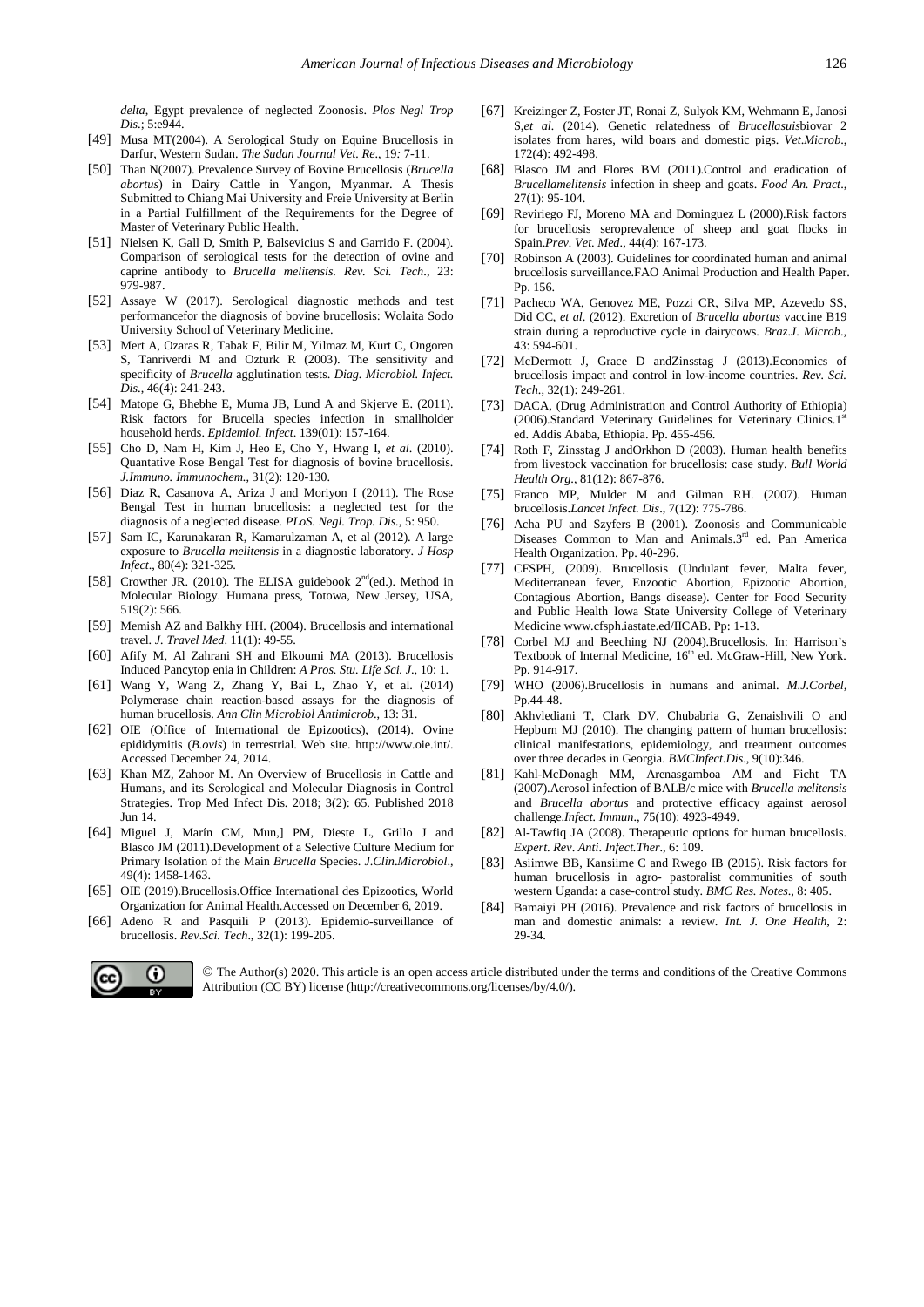*delta*, Egypt prevalence of neglected Zoonosis. *Plos Negl Trop Dis*.; 5:e944.

[49] Musa MT(2004). A Serological Study on Equine Brucellosis in Darfur, Western Sudan. *The Sudan Journal Vet. Re*., 19*:* 7-11.

[50] Than N(2007). Prevalence Survey of Bovine Brucellosis (*Brucella abortus*) in Dairy Cattle in Yangon, Myanmar. A Thesis Submitted to Chiang Mai University and Freie University at Berlin in a Partial Fulfillment of the Requirements for the Degree of Master of Veterinary Public Health.

[51] Nielsen K, Gall D, Smith P, Balsevicius S and Garrido F. (2004). Comparison of serological tests for the detection of ovine and caprine antibody to *Brucella melitensis. Rev. Sci. Tech*., 23: 979-987.

[52] Assaye W (2017). Serological diagnostic methods and test performancefor the diagnosis of bovine brucellosis: Wolaita Sodo University School of Veterinary Medicine.

[53] Mert A, Ozaras R, Tabak F, Bilir M, Yilmaz M, Kurt C, Ongoren S, Tanriverdi M and Ozturk R (2003). The sensitivity and specificity of *Brucella* agglutination tests. *Diag. Microbiol. Infect. Dis*., 46(4): 241-243.

[54] Matope G, Bhebhe E, Muma JB, Lund A and Skjerve E. (2011). Risk factors for Brucella species infection in smallholder household herds. *Epidemiol. Infect*. 139(01): 157-164.

[55] Cho D, Nam H, Kim J, Heo E, Cho Y, Hwang I, *et al*. (2010). Quantative Rose Bengal Test for diagnosis of bovine brucellosis. *J.Immuno. Immunochem*., 31(2): 120-130.

[56] Diaz R, Casanova A, Ariza J and Moriyon I (2011). The Rose Bengal Test in human brucellosis: a neglected test for the diagnosis of a neglected disease. *PLoS. Negl. Trop. Dis.*, 5: 950.

[57] Sam IC, Karunakaran R, Kamarulzaman A, et al (2012). A large exposure to *Brucella melitensis* in a diagnostic laboratory. *J Hosp Infect*., 80(4): 321-325.

[58] Crowther JR. (2010). The ELISA guidebook 2nd(ed.). Method in Molecular Biology. Humana press, Totowa, New Jersey, USA, 519(2): 566.

[59] Memish AZ and Balkhy HH. (2004). Brucellosis and international travel. *J. Travel Med*. 11(1): 49-55.

[60] Afify M, Al Zahrani SH and Elkoumi MA (2013). Brucellosis Induced Pancytop enia in Children: *A Pros. Stu. Life Sci. J*., 10: 1.

[61] Wang Y, Wang Z, Zhang Y, Bai L, Zhao Y, et al. (2014) Polymerase chain reaction-based assays for the diagnosis of human brucellosis. *Ann Clin Microbiol Antimicrob*., 13: 31.

[62] OIE (Office of International de Epizootics), (2014). Ovine epididymitis (*B.ovis*) in terrestrial. Web site. http://www.oie.int/. Accessed December 24, 2014.

[63] Khan MZ, Zahoor M. An Overview of Brucellosis in Cattle and Humans, and its Serological and Molecular Diagnosis in Control Strategies. Trop Med Infect Dis. 2018; 3(2): 65. Published 2018 Jun 14.

[64] Miguel J, Marín CM, Mun,] PM, Dieste L, Grillo J and Blasco JM (2011).Development of a Selective Culture Medium for Primary Isolation of the Main *Brucella* Species. *J.Clin.Microbiol*., 49(4): 1458-1463.

[65] OIE (2019).Brucellosis.Office International des Epizootics, World Organization for Animal Health.Accessed on December 6, 2019.

[66] Adeno R and Pasquili P (2013). Epidemio-surveillance of brucellosis. *Rev.Sci. Tech*., 32(1): 199-205.

[67] Kreizinger Z, Foster JT, Ronai Z, Sulyok KM, Wehmann E, Janosi S,*et al*. (2014). Genetic relatedness of *Brucellasuis*biovar 2 isolates from hares, wild boars and domestic pigs. *Vet.Microb*., 172(4): 492-498.

[68] Blasco JM and Flores BM (2011).Control and eradication of *Brucellamelitensis* infection in sheep and goats. *Food An. Pract*., 27(1): 95-104.

[69] Reviriego FJ, Moreno MA and Dominguez L (2000).Risk factors for brucellosis seroprevalence of sheep and goat flocks in Spain.*Prev. Vet. Med*., 44(4): 167-173.

[70] Robinson A (2003). Guidelines for coordinated human and animal brucellosis surveillance.FAO Animal Production and Health Paper. Pp. 156.

[71] Pacheco WA, Genovez ME, Pozzi CR, Silva MP, Azevedo SS, Did CC, *et al*. (2012). Excretion of *Brucella abortus* vaccine B19 strain during a reproductive cycle in dairycows. *Braz.J. Microb*., 43: 594-601.

[72] McDermott J, Grace D andZinsstag J (2013).Economics of brucellosis impact and control in low-income countries. *Rev. Sci. Tech*., 32(1): 249-261.

[73] DACA, (Drug Administration and Control Authority of Ethiopia) (2006).Standard Veterinary Guidelines for Veterinary Clinics.1st ed. Addis Ababa, Ethiopia. Pp. 455-456.

[74] Roth F, Zinsstag J andOrkhon D (2003). Human health benefits from livestock vaccination for brucellosis: case study. *Bull World Health Org*., 81(12): 867-876.

[75] Franco MP, Mulder M and Gilman RH. (2007). Human brucellosis.*Lancet Infect. Dis*., 7(12): 775-786.

[76] Acha PU and Szyfers B (2001). Zoonosis and Communicable Diseases Common to Man and Animals.3rd ed. Pan America Health Organization. Pp. 40-296.

[77] CFSPH, (2009). Brucellosis (Undulant fever, Malta fever, Mediterranean fever, Enzootic Abortion, Epizootic Abortion, Contagious Abortion, Bangs disease). Center for Food Security and Public Health Iowa State University College of Veterinary Medicine www.cfsph.iastate.ed/IICAB. Pp: 1-13.

[78] Corbel MJ and Beeching NJ (2004).Brucellosis. In: Harrison's Textbook of Internal Medicine, 16th ed. McGraw-Hill, New York. Pp. 914-917.

[79] WHO (2006).Brucellosis in humans and animal. *M.J.Corbel*, Pp.44-48.

[80] Akhvlediani T, Clark DV, Chubabria G, Zenaishvili O and Hepburn MJ (2010). The changing pattern of human brucellosis: clinical manifestations, epidemiology, and treatment outcomes over three decades in Georgia. *BMCInfect.Dis*., 9(10):346.

[81] Kahl-McDonagh MM, Arenasgamboa AM and Ficht TA (2007).Aerosol infection of BALB/c mice with *Brucella melitensis* and *Brucella abortus* and protective efficacy against aerosol challenge.*Infect. Immun*., 75(10): 4923-4949.

[82] Al-Tawfiq JA (2008). Therapeutic options for human brucellosis. *Expert. Rev. Anti. Infect.Ther*., 6: 109.

[83] Asiimwe BB, Kansiime C and Rwego IB (2015). Risk factors for human brucellosis in agro- pastoralist communities of south western Uganda: a case-control study. *BMC Res. Notes*., 8: 405.

[84] Bamaiyi PH (2016). Prevalence and risk factors of brucellosis in man and domestic animals: a review. *Int. J. One Health*, 2: 29-34.

© The Author(s) 2020. This article is an open access article distributed under the terms and conditions of the Creative Commons Attribution (CC BY) license (http://creativecommons.org/licenses/by/4.0/).